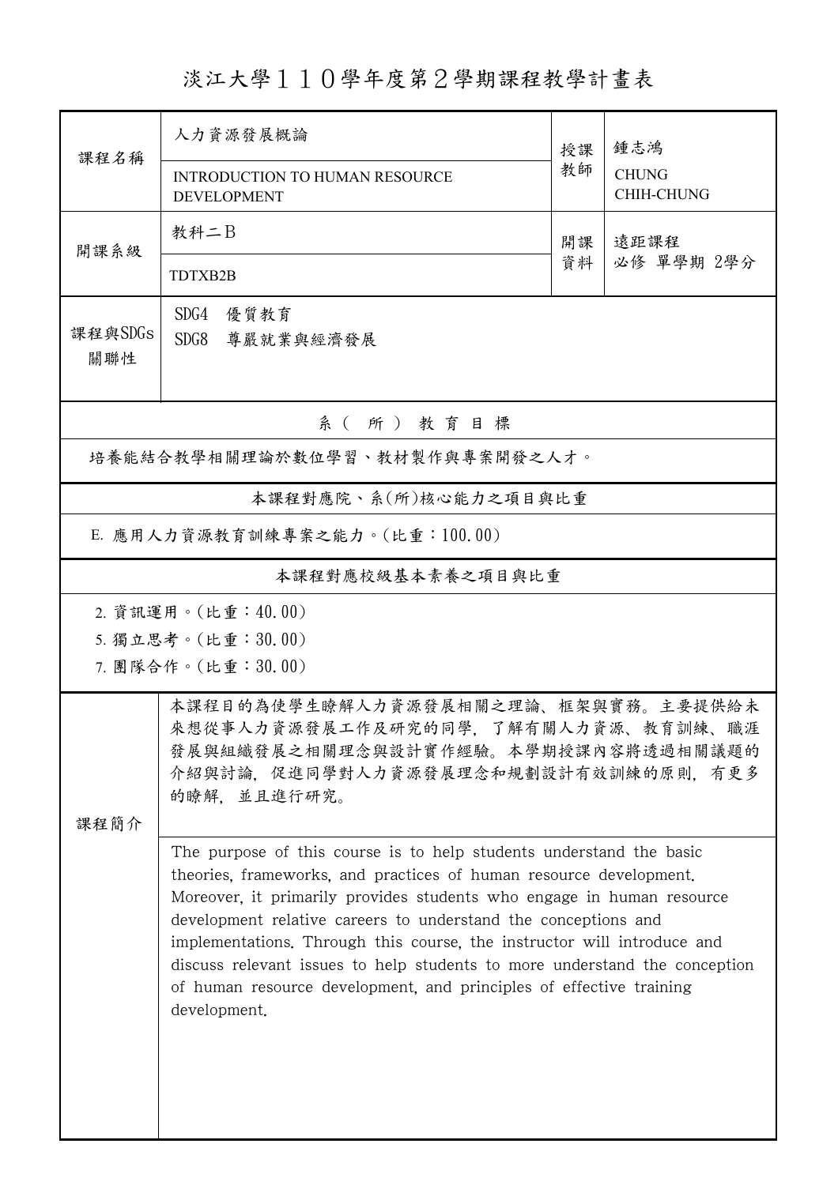# 淡江大學１１０學年度第２學期課程教學計畫表

| 課程名稱 | 人力資源發展概論 | 授課教師 | 鍾志鴻 |
|---|---|---|---|
| | INTRODUCTION TO HUMAN RESOURCE DEVELOPMENT | | CHUNG CHIH-CHUNG |
| 開課系級 | 教科二B | 開課資料 | 遠距課程<br>必修 單學期 2學分 |
| | TDTXB2B | | |
| 課程與SDGs關聯性 | SDG4 優質教育<br>SDG8 尊嚴就業與經濟發展 | | |

**系（所）教育目標**

培養能結合教學相關理論於數位學習、教材製作與專案開發之人才。

**本課程對應院、系(所)核心能力之項目與比重**

E. 應用人力資源教育訓練專案之能力。(比重：100.00)

**本課程對應校級基本素養之項目與比重**

2. 資訊運用。(比重：40.00)
5. 獨立思考。(比重：30.00)
7. 團隊合作。(比重：30.00)

**課程簡介**

本課程目的為使學生瞭解人力資源發展相關之理論、框架與實務。主要提供給未來想從事人力資源發展工作及研究的同學，了解有關人力資源、教育訓練、職涯發展與組織發展之相關理念與設計實作經驗。本學期授課內容將透過相關議題的介紹與討論，促進同學對人力資源發展理念和規劃設計有效訓練的原則，有更多的瞭解，並且進行研究。

The purpose of this course is to help students understand the basic theories, frameworks, and practices of human resource development. Moreover, it primarily provides students who engage in human resource development relative careers to understand the conceptions and implementations. Through this course, the instructor will introduce and discuss relevant issues to help students to more understand the conception of human resource development, and principles of effective training development.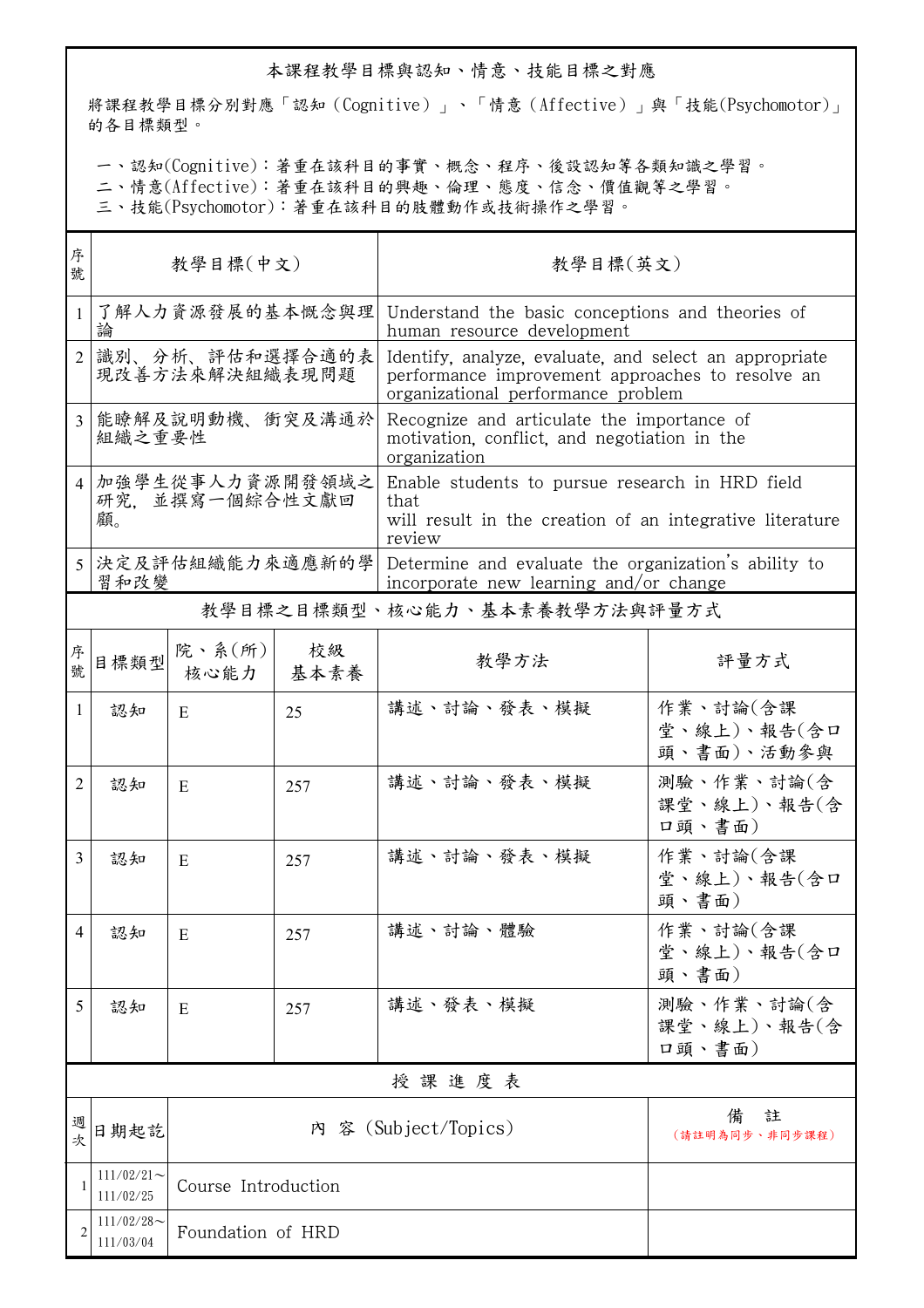## 本課程教學目標與認知、情意、技能目標之對應

將課程教學目標分別對應「認知（Cognitive）」、「情意（Affective）」與「技能(Psychomotor)」的各目標類型。

一、認知(Cognitive)：著重在該科目的事實、概念、程序、後設認知等各類知識之學習。
二、情意(Affective)：著重在該科目的興趣、倫理、態度、信念、價值觀等之學習。
三、技能(Psychomotor)：著重在該科目的肢體動作或技術操作之學習。

| 序號 | 教學目標(中文) | 教學目標(英文) |
|---|---|---|
| 1 | 了解人力資源發展的基本概念與理論 | Understand the basic conceptions and theories of human resource development |
| 2 | 識別、分析、評估和選擇合適的表現改善方法來解決組織表現問題 | Identify, analyze, evaluate, and select an appropriate performance improvement approaches to resolve an organizational performance problem |
| 3 | 能瞭解及說明動機、衝突及溝通於組織之重要性 | Recognize and articulate the importance of motivation, conflict, and negotiation in the organization |
| 4 | 加強學生從事人力資源開發領域之研究, 並撰寫一個綜合性文獻回顧。 | Enable students to pursue research in HRD field that will result in the creation of an integrative literature review |
| 5 | 決定及評估組織能力來適應新的學習和改變 | Determine and evaluate the organization's ability to incorporate new learning and/or change |

## 教學目標之目標類型、核心能力、基本素養教學方法與評量方式

| 序號 | 目標類型 | 院、系(所)核心能力 | 校級基本素養 | 教學方法 | 評量方式 |
|---|---|---|---|---|---|
| 1 | 認知 | E | 25 | 講述、討論、發表、模擬 | 作業、討論(含課堂、線上)、報告(含口頭、書面)、活動參與 |
| 2 | 認知 | E | 257 | 講述、討論、發表、模擬 | 測驗、作業、討論(含課堂、線上)、報告(含口頭、書面) |
| 3 | 認知 | E | 257 | 講述、討論、發表、模擬 | 作業、討論(含課堂、線上)、報告(含口頭、書面) |
| 4 | 認知 | E | 257 | 講述、討論、體驗 | 作業、討論(含課堂、線上)、報告(含口頭、書面) |
| 5 | 認知 | E | 257 | 講述、發表、模擬 | 測驗、作業、討論(含課堂、線上)、報告(含口頭、書面) |

## 授 課 進 度 表

| 週次 | 日期起訖 | 內 容 (Subject/Topics) | 備 註 (請註明為同步、非同步課程) |
|---|---|---|---|
| 1 | 111/02/21～111/02/25 | Course Introduction | |
| 2 | 111/02/28～111/03/04 | Foundation of HRD | |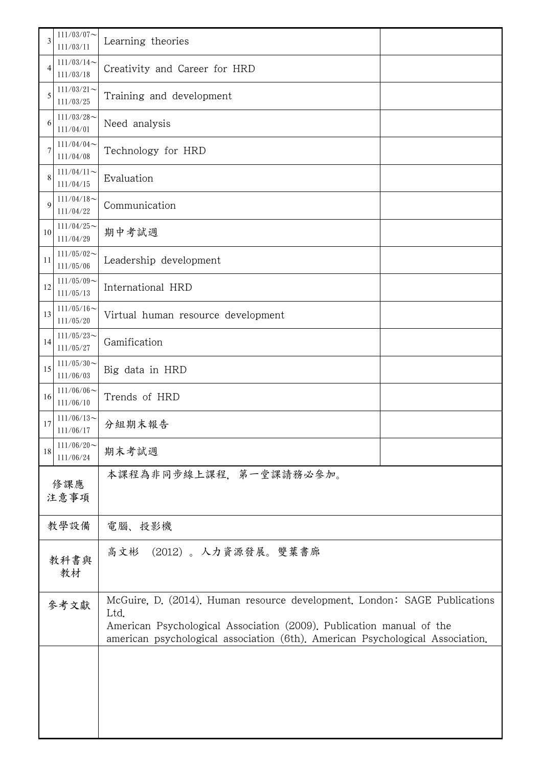| 3 | 111/03/07～111/03/11 | Learning theories | |
|---|---|---|---|
| 4 | 111/03/14～111/03/18 | Creativity and Career for HRD | |
| 5 | 111/03/21～111/03/25 | Training and development | |
| 6 | 111/03/28～111/04/01 | Need analysis | |
| 7 | 111/04/04～111/04/08 | Technology for HRD | |
| 8 | 111/04/11～111/04/15 | Evaluation | |
| 9 | 111/04/18～111/04/22 | Communication | |
| 10 | 111/04/25～111/04/29 | 期中考試週 | |
| 11 | 111/05/02～111/05/06 | Leadership development | |
| 12 | 111/05/09～111/05/13 | International HRD | |
| 13 | 111/05/16～111/05/20 | Virtual human resource development | |
| 14 | 111/05/23～111/05/27 | Gamification | |
| 15 | 111/05/30～111/06/03 | Big data in HRD | |
| 16 | 111/06/06～111/06/10 | Trends of HRD | |
| 17 | 111/06/13～111/06/17 | 分組期末報告 | |
| 18 | 111/06/20～111/06/24 | 期末考試週 | |

| 修課應注意事項 | 本課程為非同步線上課程，第一堂課請務必參加。 |
|---|---|
| 教學設備 | 電腦、投影機 |
| 教科書與教材 | 高文彬 (2012)。人力資源發展。雙葉書廊 |
| 參考文獻 | McGuire, D. (2014). Human resource development. London: SAGE Publications Ltd.<br>American Psychological Association (2009). Publication manual of the american psychological association (6th). American Psychological Association. |
| | |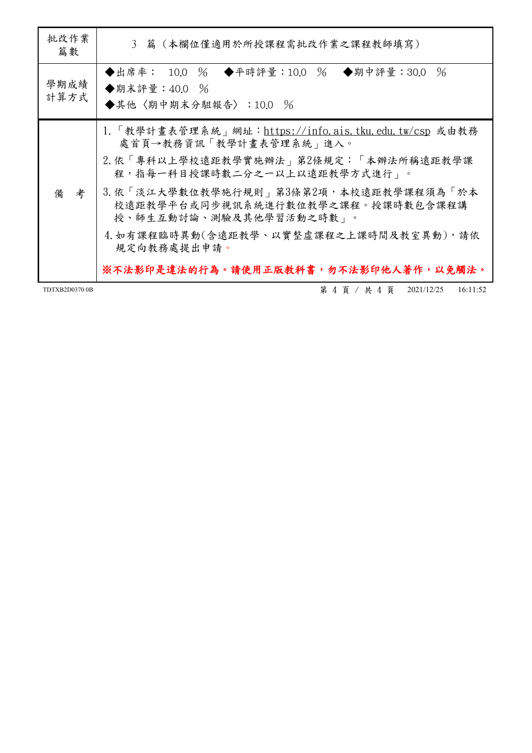| | |
|---|---|
| 批改作業篇數 | 3 篇（本欄位僅適用於所授課程需批改作業之課程教師填寫） |
| 學期成績計算方式 | ◆出席率： 10.0 ％ ◆平時評量：10.0 ％ ◆期中評量：30.0 ％<br>◆期末評量：40.0 ％<br>◆其他〈期中期末分組報告〉：10.0 ％ |
| 備　考 | 1.「教學計畫表管理系統」網址：https://info.ais.tku.edu.tw/csp 或由教務處首頁→教務資訊「教學計畫表管理系統」進入。<br>2.依「專科以上學校遠距教學實施辦法」第2條規定：「本辦法所稱遠距教學課程，指每一科目授課時數二分之一以上以遠距教學方式進行」。<br>3.依「淡江大學數位教學施行規則」第3條第2項，本校遠距教學課程須為「於本校遠距教學平台或同步視訊系統進行數位教學之課程。授課時數包含課程講授、師生互動討論、測驗及其他學習活動之時數」。<br>4.如有課程臨時異動(含遠距教學、以實整虛課程之上課時間及教室異動)，請依規定向教務處提出申請。<br>**※不法影印是違法的行為。請使用正版教科書，勿不法影印他人著作，以免觸法。** |

TDTXB2D0370 0B

2021/12/25 16:11:52